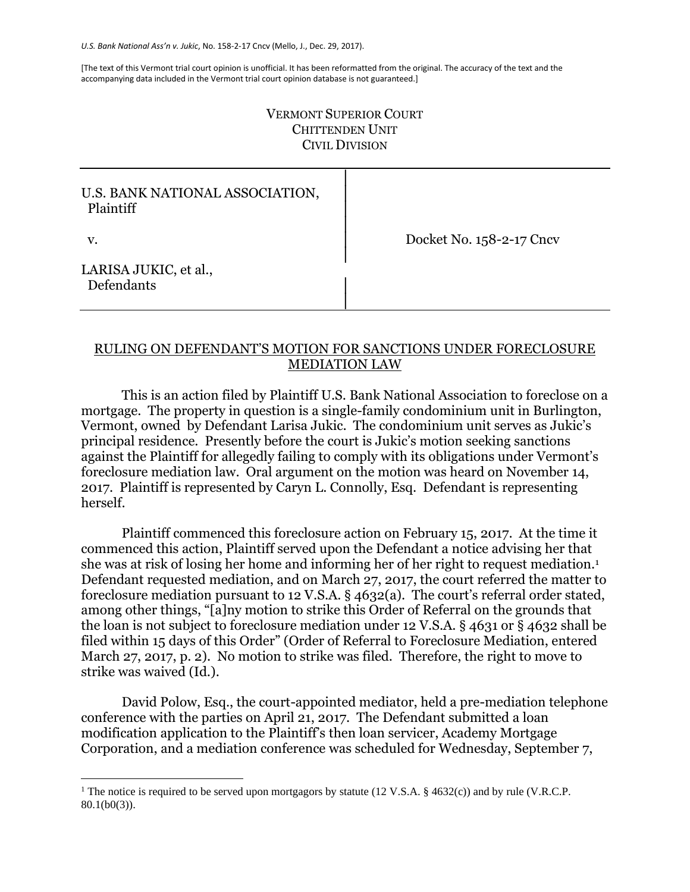*U.S. Bank National Ass'n v. Jukic*, No. 158-2-17 Cncv (Mello, J., Dec. 29, 2017).

[The text of this Vermont trial court opinion is unofficial. It has been reformatted from the original. The accuracy of the text and the accompanying data included in the Vermont trial court opinion database is not guaranteed.]

VERMONT SUPERIOR COURT
CHITTENDEN UNIT
CIVIL DIVISION

| | |
|---|---|
| U.S. BANK NATIONAL ASSOCIATION, Plaintiff | |
| v. | Docket No. 158-2-17 Cncv |
| LARISA JUKIC, et al., Defendants | |

RULING ON DEFENDANT'S MOTION FOR SANCTIONS UNDER FORECLOSURE MEDIATION LAW

This is an action filed by Plaintiff U.S. Bank National Association to foreclose on a mortgage. The property in question is a single-family condominium unit in Burlington, Vermont, owned by Defendant Larisa Jukic. The condominium unit serves as Jukic's principal residence. Presently before the court is Jukic's motion seeking sanctions against the Plaintiff for allegedly failing to comply with its obligations under Vermont's foreclosure mediation law. Oral argument on the motion was heard on November 14, 2017. Plaintiff is represented by Caryn L. Connolly, Esq. Defendant is representing herself.

Plaintiff commenced this foreclosure action on February 15, 2017. At the time it commenced this action, Plaintiff served upon the Defendant a notice advising her that she was at risk of losing her home and informing her of her right to request mediation.[1] Defendant requested mediation, and on March 27, 2017, the court referred the matter to foreclosure mediation pursuant to 12 V.S.A. § 4632(a). The court's referral order stated, among other things, "[a]ny motion to strike this Order of Referral on the grounds that the loan is not subject to foreclosure mediation under 12 V.S.A. § 4631 or § 4632 shall be filed within 15 days of this Order" (Order of Referral to Foreclosure Mediation, entered March 27, 2017, p. 2). No motion to strike was filed. Therefore, the right to move to strike was waived (Id.).

David Polow, Esq., the court-appointed mediator, held a pre-mediation telephone conference with the parties on April 21, 2017. The Defendant submitted a loan modification application to the Plaintiff's then loan servicer, Academy Mortgage Corporation, and a mediation conference was scheduled for Wednesday, September 7,

[1] The notice is required to be served upon mortgagors by statute (12 V.S.A. § 4632(c)) and by rule (V.R.C.P. 80.1(b0(3)).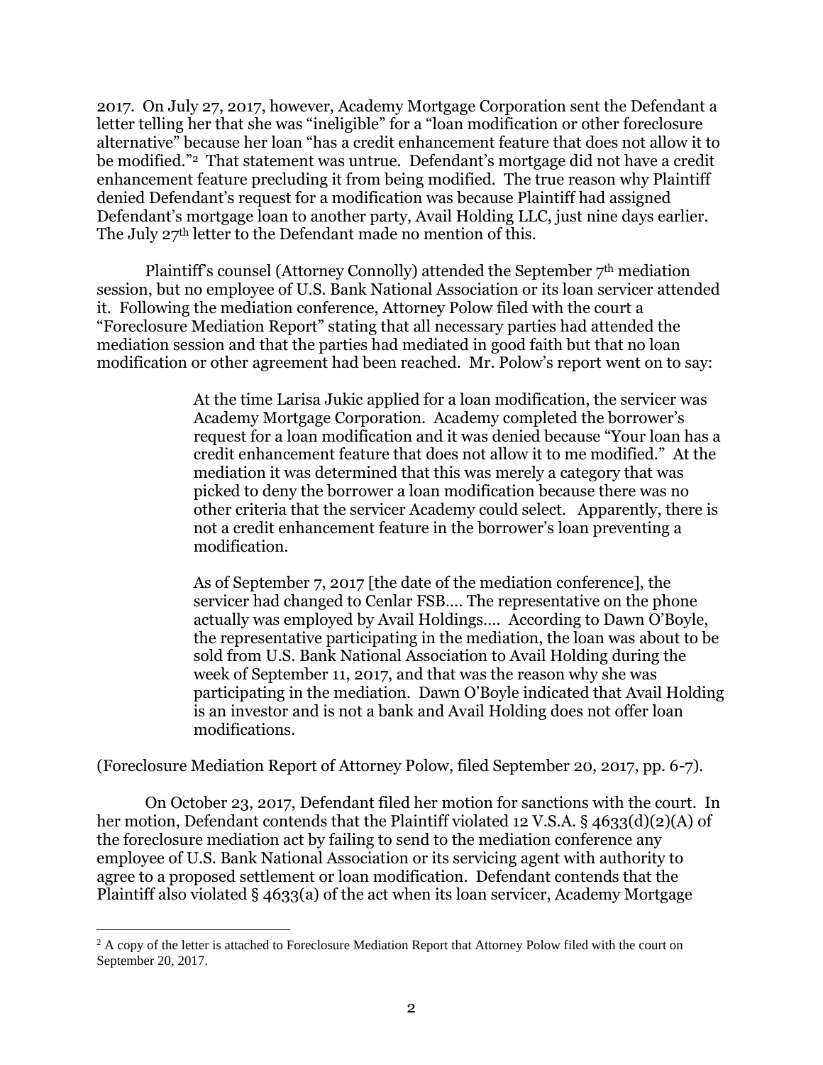2017. On July 27, 2017, however, Academy Mortgage Corporation sent the Defendant a letter telling her that she was "ineligible" for a "loan modification or other foreclosure alternative" because her loan "has a credit enhancement feature that does not allow it to be modified."[2] That statement was untrue. Defendant's mortgage did not have a credit enhancement feature precluding it from being modified. The true reason why Plaintiff denied Defendant's request for a modification was because Plaintiff had assigned Defendant's mortgage loan to another party, Avail Holding LLC, just nine days earlier. The July 27th letter to the Defendant made no mention of this.

Plaintiff's counsel (Attorney Connolly) attended the September 7th mediation session, but no employee of U.S. Bank National Association or its loan servicer attended it. Following the mediation conference, Attorney Polow filed with the court a "Foreclosure Mediation Report" stating that all necessary parties had attended the mediation session and that the parties had mediated in good faith but that no loan modification or other agreement had been reached. Mr. Polow's report went on to say:

> At the time Larisa Jukic applied for a loan modification, the servicer was Academy Mortgage Corporation. Academy completed the borrower's request for a loan modification and it was denied because "Your loan has a credit enhancement feature that does not allow it to me modified." At the mediation it was determined that this was merely a category that was picked to deny the borrower a loan modification because there was no other criteria that the servicer Academy could select. Apparently, there is not a credit enhancement feature in the borrower's loan preventing a modification.
>
> As of September 7, 2017 [the date of the mediation conference], the servicer had changed to Cenlar FSB…. The representative on the phone actually was employed by Avail Holdings…. According to Dawn O'Boyle, the representative participating in the mediation, the loan was about to be sold from U.S. Bank National Association to Avail Holding during the week of September 11, 2017, and that was the reason why she was participating in the mediation. Dawn O'Boyle indicated that Avail Holding is an investor and is not a bank and Avail Holding does not offer loan modifications.

(Foreclosure Mediation Report of Attorney Polow, filed September 20, 2017, pp. 6-7).

On October 23, 2017, Defendant filed her motion for sanctions with the court. In her motion, Defendant contends that the Plaintiff violated 12 V.S.A. § 4633(d)(2)(A) of the foreclosure mediation act by failing to send to the mediation conference any employee of U.S. Bank National Association or its servicing agent with authority to agree to a proposed settlement or loan modification. Defendant contends that the Plaintiff also violated § 4633(a) of the act when its loan servicer, Academy Mortgage

[2] A copy of the letter is attached to Foreclosure Mediation Report that Attorney Polow filed with the court on September 20, 2017.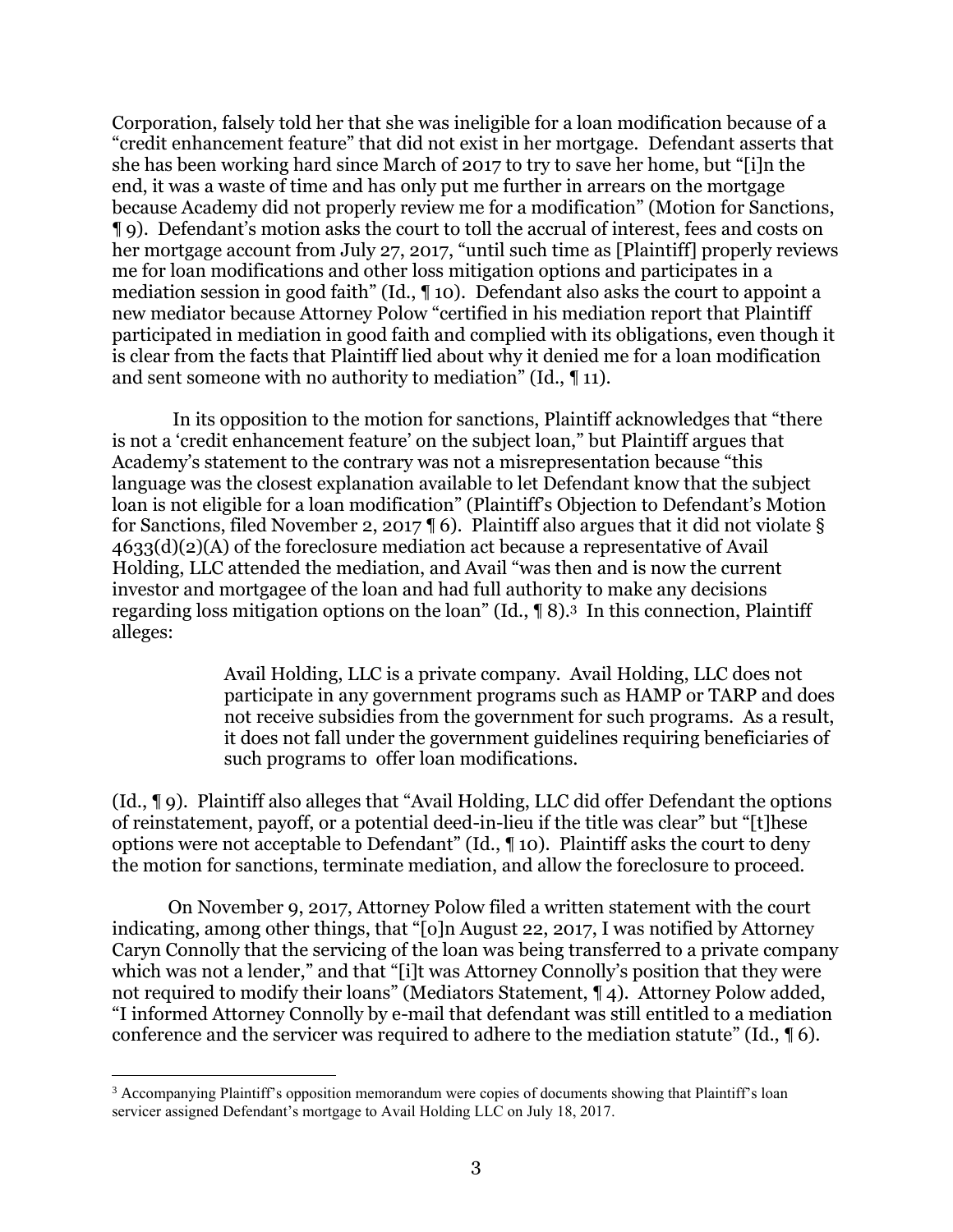Corporation, falsely told her that she was ineligible for a loan modification because of a "credit enhancement feature" that did not exist in her mortgage. Defendant asserts that she has been working hard since March of 2017 to try to save her home, but "[i]n the end, it was a waste of time and has only put me further in arrears on the mortgage because Academy did not properly review me for a modification" (Motion for Sanctions, ¶ 9). Defendant's motion asks the court to toll the accrual of interest, fees and costs on her mortgage account from July 27, 2017, "until such time as [Plaintiff] properly reviews me for loan modifications and other loss mitigation options and participates in a mediation session in good faith" (Id., ¶ 10). Defendant also asks the court to appoint a new mediator because Attorney Polow "certified in his mediation report that Plaintiff participated in mediation in good faith and complied with its obligations, even though it is clear from the facts that Plaintiff lied about why it denied me for a loan modification and sent someone with no authority to mediation" (Id., ¶ 11).

In its opposition to the motion for sanctions, Plaintiff acknowledges that "there is not a 'credit enhancement feature' on the subject loan," but Plaintiff argues that Academy's statement to the contrary was not a misrepresentation because "this language was the closest explanation available to let Defendant know that the subject loan is not eligible for a loan modification" (Plaintiff's Objection to Defendant's Motion for Sanctions, filed November 2, 2017 ¶ 6). Plaintiff also argues that it did not violate § 4633(d)(2)(A) of the foreclosure mediation act because a representative of Avail Holding, LLC attended the mediation, and Avail "was then and is now the current investor and mortgagee of the loan and had full authority to make any decisions regarding loss mitigation options on the loan" (Id., ¶ 8).[3] In this connection, Plaintiff alleges:

> Avail Holding, LLC is a private company. Avail Holding, LLC does not participate in any government programs such as HAMP or TARP and does not receive subsidies from the government for such programs. As a result, it does not fall under the government guidelines requiring beneficiaries of such programs to offer loan modifications.

(Id., ¶ 9). Plaintiff also alleges that "Avail Holding, LLC did offer Defendant the options of reinstatement, payoff, or a potential deed-in-lieu if the title was clear" but "[t]hese options were not acceptable to Defendant" (Id., ¶ 10). Plaintiff asks the court to deny the motion for sanctions, terminate mediation, and allow the foreclosure to proceed.

On November 9, 2017, Attorney Polow filed a written statement with the court indicating, among other things, that "[o]n August 22, 2017, I was notified by Attorney Caryn Connolly that the servicing of the loan was being transferred to a private company which was not a lender," and that "[i]t was Attorney Connolly's position that they were not required to modify their loans" (Mediators Statement, ¶ 4). Attorney Polow added, "I informed Attorney Connolly by e-mail that defendant was still entitled to a mediation conference and the servicer was required to adhere to the mediation statute" (Id., ¶ 6).

[3] Accompanying Plaintiff's opposition memorandum were copies of documents showing that Plaintiff's loan servicer assigned Defendant's mortgage to Avail Holding LLC on July 18, 2017.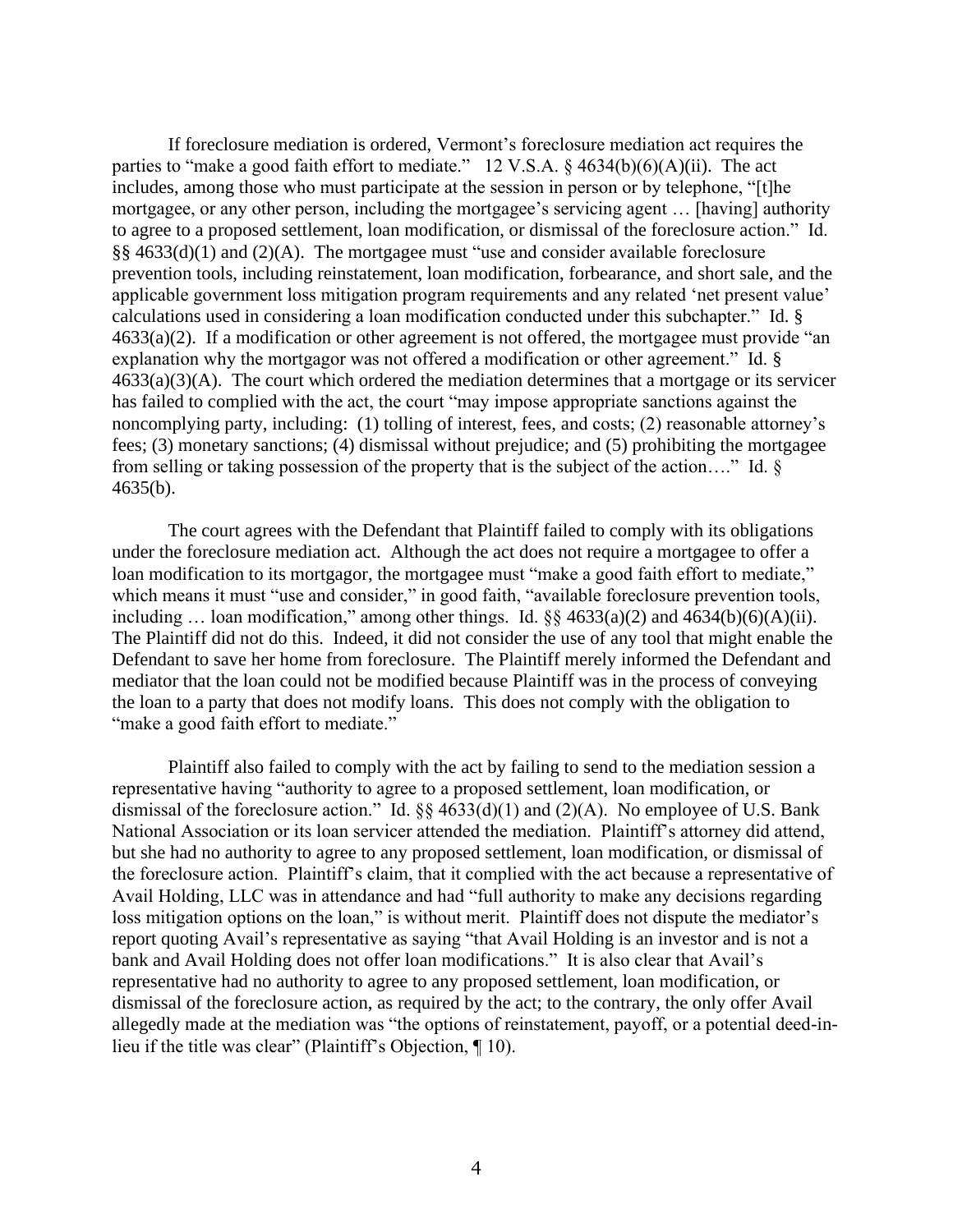If foreclosure mediation is ordered, Vermont's foreclosure mediation act requires the parties to "make a good faith effort to mediate." 12 V.S.A. § 4634(b)(6)(A)(ii). The act includes, among those who must participate at the session in person or by telephone, "[t]he mortgagee, or any other person, including the mortgagee's servicing agent … [having] authority to agree to a proposed settlement, loan modification, or dismissal of the foreclosure action." Id. §§ 4633(d)(1) and (2)(A). The mortgagee must "use and consider available foreclosure prevention tools, including reinstatement, loan modification, forbearance, and short sale, and the applicable government loss mitigation program requirements and any related 'net present value' calculations used in considering a loan modification conducted under this subchapter." Id. § 4633(a)(2). If a modification or other agreement is not offered, the mortgagee must provide "an explanation why the mortgagor was not offered a modification or other agreement." Id. § 4633(a)(3)(A). The court which ordered the mediation determines that a mortgage or its servicer has failed to complied with the act, the court "may impose appropriate sanctions against the noncomplying party, including: (1) tolling of interest, fees, and costs; (2) reasonable attorney's fees; (3) monetary sanctions; (4) dismissal without prejudice; and (5) prohibiting the mortgagee from selling or taking possession of the property that is the subject of the action…." Id. § 4635(b).

The court agrees with the Defendant that Plaintiff failed to comply with its obligations under the foreclosure mediation act. Although the act does not require a mortgagee to offer a loan modification to its mortgagor, the mortgagee must "make a good faith effort to mediate," which means it must "use and consider," in good faith, "available foreclosure prevention tools, including … loan modification," among other things. Id. §§ 4633(a)(2) and 4634(b)(6)(A)(ii). The Plaintiff did not do this. Indeed, it did not consider the use of any tool that might enable the Defendant to save her home from foreclosure. The Plaintiff merely informed the Defendant and mediator that the loan could not be modified because Plaintiff was in the process of conveying the loan to a party that does not modify loans. This does not comply with the obligation to "make a good faith effort to mediate."

Plaintiff also failed to comply with the act by failing to send to the mediation session a representative having "authority to agree to a proposed settlement, loan modification, or dismissal of the foreclosure action." Id. §§ 4633(d)(1) and (2)(A). No employee of U.S. Bank National Association or its loan servicer attended the mediation. Plaintiff's attorney did attend, but she had no authority to agree to any proposed settlement, loan modification, or dismissal of the foreclosure action. Plaintiff's claim, that it complied with the act because a representative of Avail Holding, LLC was in attendance and had "full authority to make any decisions regarding loss mitigation options on the loan," is without merit. Plaintiff does not dispute the mediator's report quoting Avail's representative as saying "that Avail Holding is an investor and is not a bank and Avail Holding does not offer loan modifications." It is also clear that Avail's representative had no authority to agree to any proposed settlement, loan modification, or dismissal of the foreclosure action, as required by the act; to the contrary, the only offer Avail allegedly made at the mediation was "the options of reinstatement, payoff, or a potential deed-in-lieu if the title was clear" (Plaintiff's Objection, ¶ 10).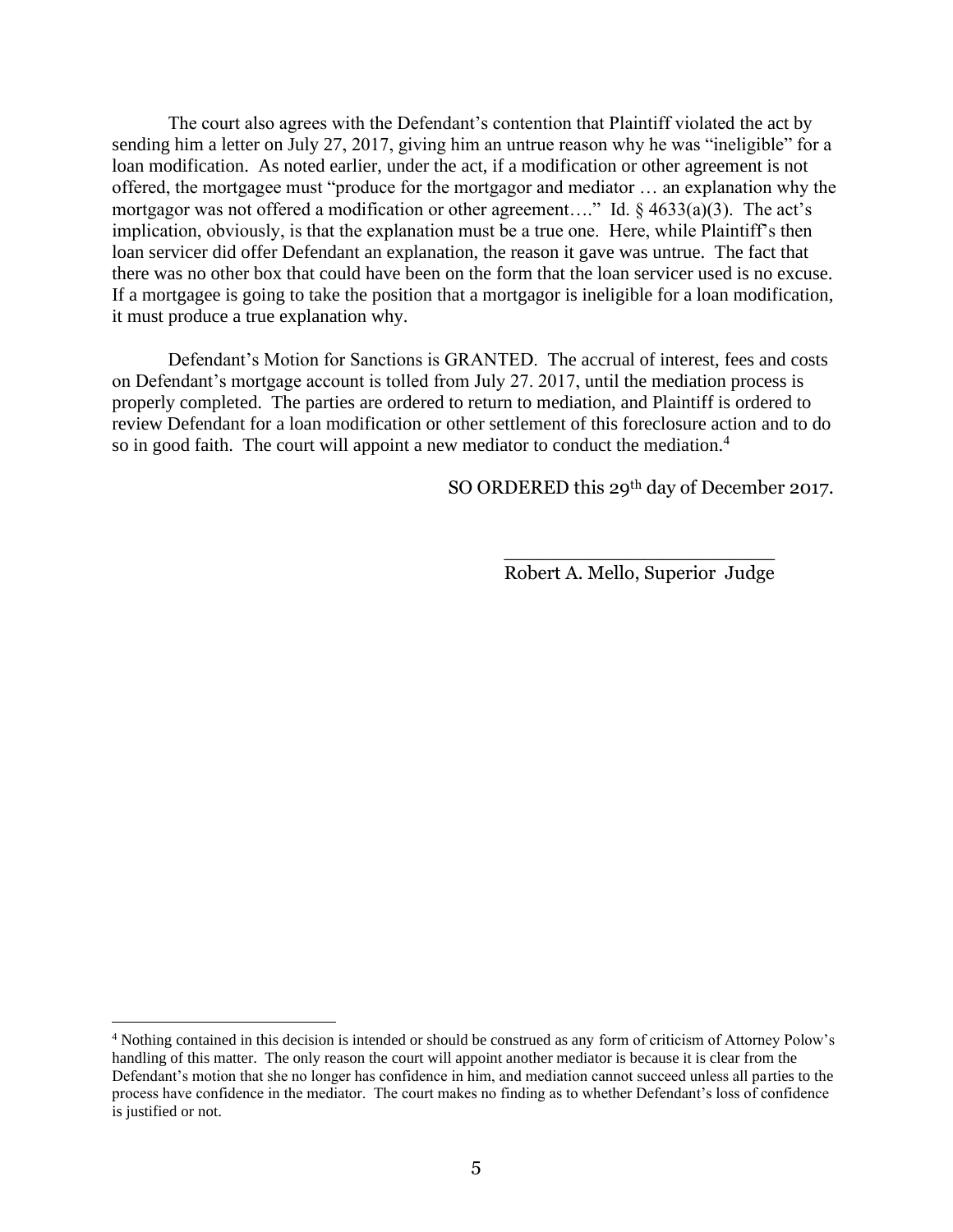The court also agrees with the Defendant's contention that Plaintiff violated the act by sending him a letter on July 27, 2017, giving him an untrue reason why he was "ineligible" for a loan modification. As noted earlier, under the act, if a modification or other agreement is not offered, the mortgagee must "produce for the mortgagor and mediator … an explanation why the mortgagor was not offered a modification or other agreement…." Id. § 4633(a)(3). The act's implication, obviously, is that the explanation must be a true one. Here, while Plaintiff's then loan servicer did offer Defendant an explanation, the reason it gave was untrue. The fact that there was no other box that could have been on the form that the loan servicer used is no excuse. If a mortgagee is going to take the position that a mortgagor is ineligible for a loan modification, it must produce a true explanation why.

Defendant's Motion for Sanctions is GRANTED. The accrual of interest, fees and costs on Defendant's mortgage account is tolled from July 27. 2017, until the mediation process is properly completed. The parties are ordered to return to mediation, and Plaintiff is ordered to review Defendant for a loan modification or other settlement of this foreclosure action and to do so in good faith. The court will appoint a new mediator to conduct the mediation.[4]

SO ORDERED this 29th day of December 2017.

\_\_\_\_\_\_\_\_\_\_\_\_\_\_\_\_\_\_\_\_\_\_\_\_\_\_

Robert A. Mello, Superior Judge

---

[4] Nothing contained in this decision is intended or should be construed as any form of criticism of Attorney Polow's handling of this matter. The only reason the court will appoint another mediator is because it is clear from the Defendant's motion that she no longer has confidence in him, and mediation cannot succeed unless all parties to the process have confidence in the mediator. The court makes no finding as to whether Defendant's loss of confidence is justified or not.